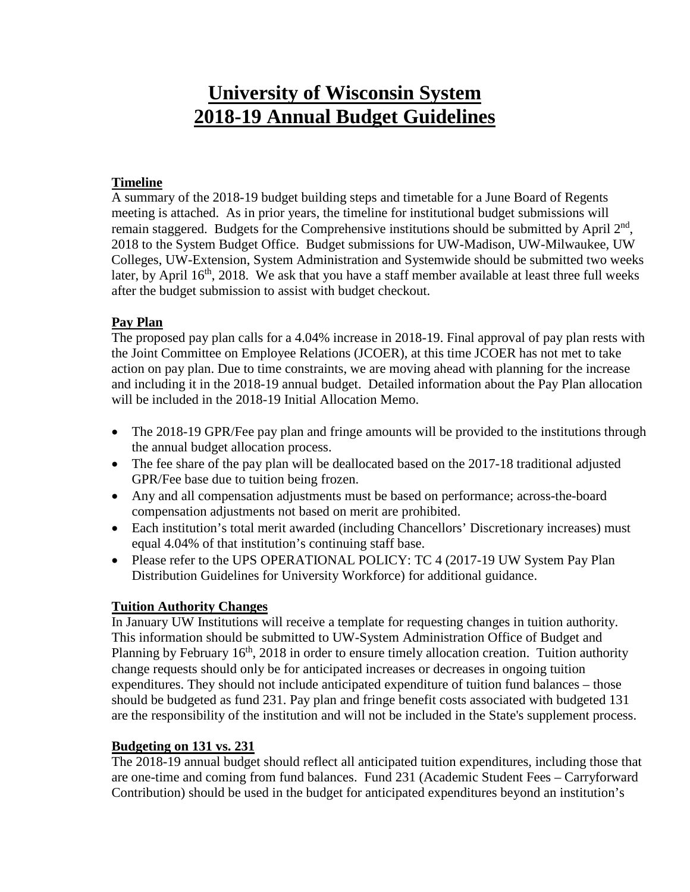# University of Wisconsin System
# 2018-19 Annual Budget Guidelines

## Timeline

A summary of the 2018-19 budget building steps and timetable for a June Board of Regents meeting is attached. As in prior years, the timeline for institutional budget submissions will remain staggered. Budgets for the Comprehensive institutions should be submitted by April 2nd, 2018 to the System Budget Office. Budget submissions for UW-Madison, UW-Milwaukee, UW Colleges, UW-Extension, System Administration and Systemwide should be submitted two weeks later, by April 16th, 2018. We ask that you have a staff member available at least three full weeks after the budget submission to assist with budget checkout.

## Pay Plan

The proposed pay plan calls for a 4.04% increase in 2018-19. Final approval of pay plan rests with the Joint Committee on Employee Relations (JCOER), at this time JCOER has not met to take action on pay plan. Due to time constraints, we are moving ahead with planning for the increase and including it in the 2018-19 annual budget. Detailed information about the Pay Plan allocation will be included in the 2018-19 Initial Allocation Memo.

- The 2018-19 GPR/Fee pay plan and fringe amounts will be provided to the institutions through the annual budget allocation process.
- The fee share of the pay plan will be deallocated based on the 2017-18 traditional adjusted GPR/Fee base due to tuition being frozen.
- Any and all compensation adjustments must be based on performance; across-the-board compensation adjustments not based on merit are prohibited.
- Each institution's total merit awarded (including Chancellors' Discretionary increases) must equal 4.04% of that institution's continuing staff base.
- Please refer to the UPS OPERATIONAL POLICY: TC 4 (2017-19 UW System Pay Plan Distribution Guidelines for University Workforce) for additional guidance.

## Tuition Authority Changes

In January UW Institutions will receive a template for requesting changes in tuition authority. This information should be submitted to UW-System Administration Office of Budget and Planning by February 16th, 2018 in order to ensure timely allocation creation. Tuition authority change requests should only be for anticipated increases or decreases in ongoing tuition expenditures. They should not include anticipated expenditure of tuition fund balances – those should be budgeted as fund 231. Pay plan and fringe benefit costs associated with budgeted 131 are the responsibility of the institution and will not be included in the State's supplement process.

## Budgeting on 131 vs. 231

The 2018-19 annual budget should reflect all anticipated tuition expenditures, including those that are one-time and coming from fund balances. Fund 231 (Academic Student Fees – Carryforward Contribution) should be used in the budget for anticipated expenditures beyond an institution's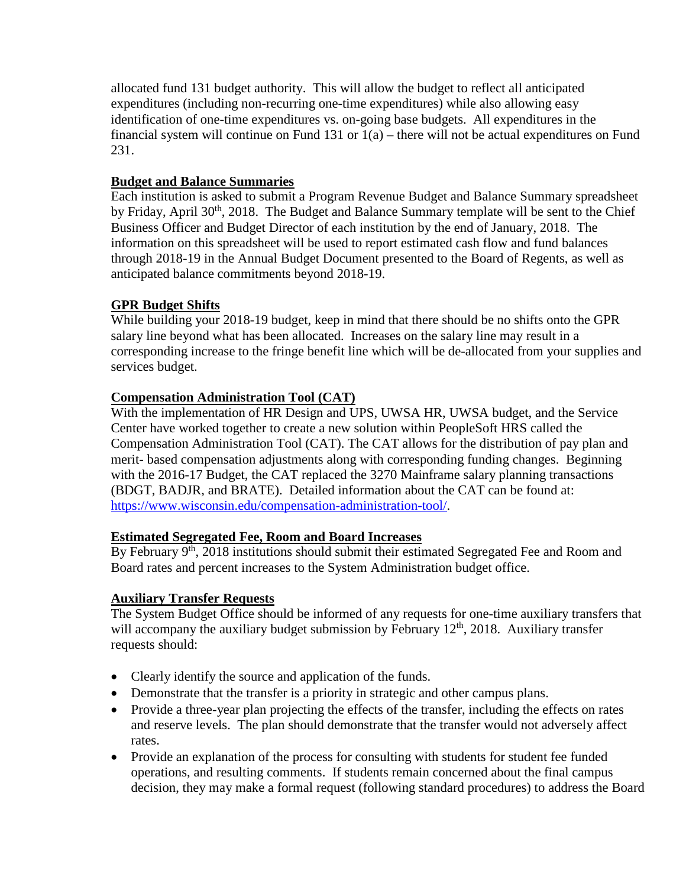allocated fund 131 budget authority. This will allow the budget to reflect all anticipated expenditures (including non-recurring one-time expenditures) while also allowing easy identification of one-time expenditures vs. on-going base budgets. All expenditures in the financial system will continue on Fund 131 or 1(a) – there will not be actual expenditures on Fund 231.

**Budget and Balance Summaries**

Each institution is asked to submit a Program Revenue Budget and Balance Summary spreadsheet by Friday, April 30th, 2018. The Budget and Balance Summary template will be sent to the Chief Business Officer and Budget Director of each institution by the end of January, 2018. The information on this spreadsheet will be used to report estimated cash flow and fund balances through 2018-19 in the Annual Budget Document presented to the Board of Regents, as well as anticipated balance commitments beyond 2018-19.

**GPR Budget Shifts**

While building your 2018-19 budget, keep in mind that there should be no shifts onto the GPR salary line beyond what has been allocated. Increases on the salary line may result in a corresponding increase to the fringe benefit line which will be de-allocated from your supplies and services budget.

**Compensation Administration Tool (CAT)**

With the implementation of HR Design and UPS, UWSA HR, UWSA budget, and the Service Center have worked together to create a new solution within PeopleSoft HRS called the Compensation Administration Tool (CAT). The CAT allows for the distribution of pay plan and merit- based compensation adjustments along with corresponding funding changes. Beginning with the 2016-17 Budget, the CAT replaced the 3270 Mainframe salary planning transactions (BDGT, BADJR, and BRATE). Detailed information about the CAT can be found at: [https://www.wisconsin.edu/compensation-administration-tool/](https://www.wisconsin.edu/compensation-administration-tool/).

**Estimated Segregated Fee, Room and Board Increases**

By February 9th, 2018 institutions should submit their estimated Segregated Fee and Room and Board rates and percent increases to the System Administration budget office.

**Auxiliary Transfer Requests**

The System Budget Office should be informed of any requests for one-time auxiliary transfers that will accompany the auxiliary budget submission by February 12th, 2018. Auxiliary transfer requests should:

- Clearly identify the source and application of the funds.
- Demonstrate that the transfer is a priority in strategic and other campus plans.
- Provide a three-year plan projecting the effects of the transfer, including the effects on rates and reserve levels. The plan should demonstrate that the transfer would not adversely affect rates.
- Provide an explanation of the process for consulting with students for student fee funded operations, and resulting comments. If students remain concerned about the final campus decision, they may make a formal request (following standard procedures) to address the Board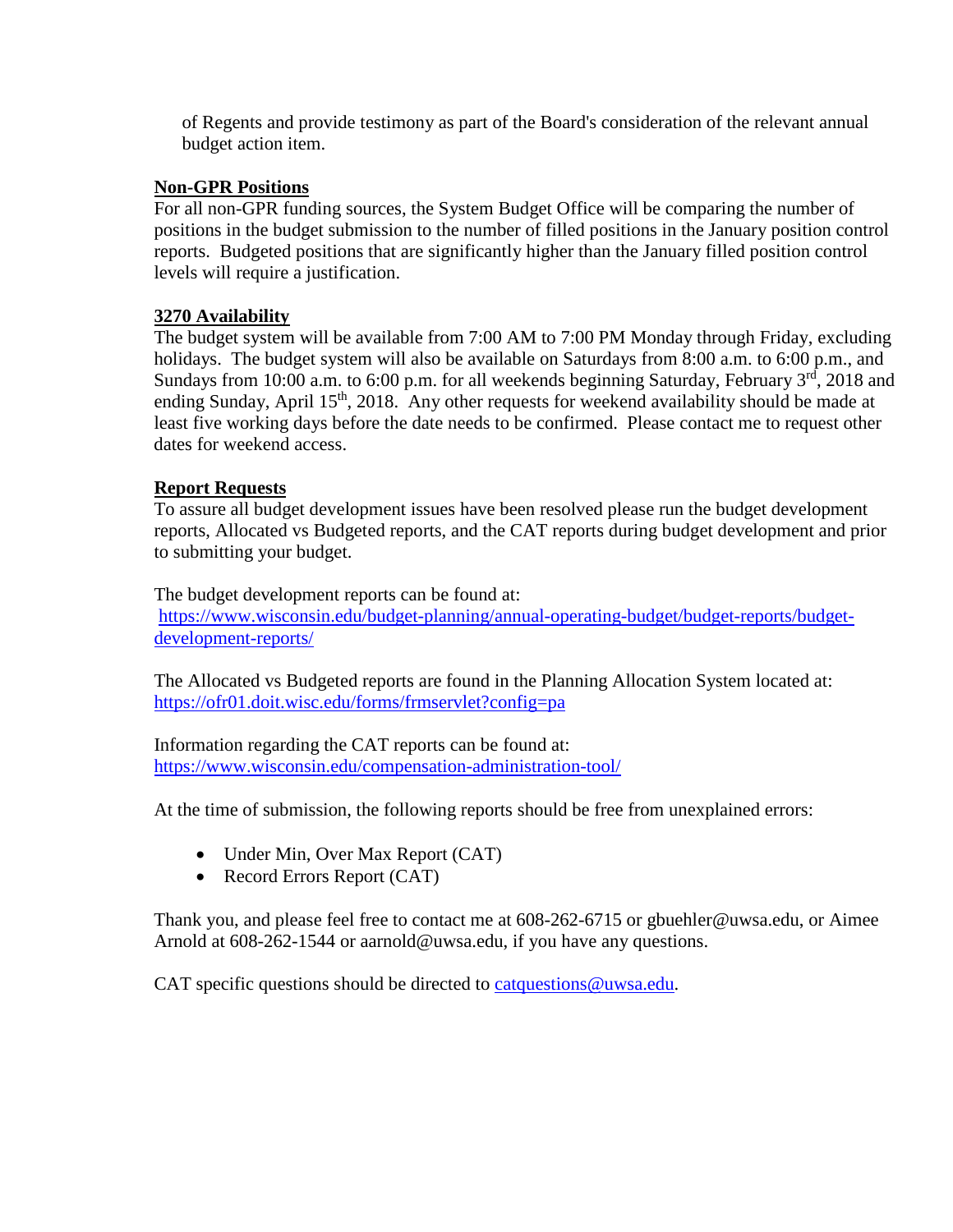of Regents and provide testimony as part of the Board's consideration of the relevant annual budget action item.

**Non-GPR Positions**
For all non-GPR funding sources, the System Budget Office will be comparing the number of positions in the budget submission to the number of filled positions in the January position control reports. Budgeted positions that are significantly higher than the January filled position control levels will require a justification.

**3270 Availability**
The budget system will be available from 7:00 AM to 7:00 PM Monday through Friday, excluding holidays. The budget system will also be available on Saturdays from 8:00 a.m. to 6:00 p.m., and Sundays from 10:00 a.m. to 6:00 p.m. for all weekends beginning Saturday, February 3rd, 2018 and ending Sunday, April 15th, 2018. Any other requests for weekend availability should be made at least five working days before the date needs to be confirmed. Please contact me to request other dates for weekend access.

**Report Requests**
To assure all budget development issues have been resolved please run the budget development reports, Allocated vs Budgeted reports, and the CAT reports during budget development and prior to submitting your budget.

The budget development reports can be found at:
https://www.wisconsin.edu/budget-planning/annual-operating-budget/budget-reports/budget-development-reports/

The Allocated vs Budgeted reports are found in the Planning Allocation System located at:
https://ofr01.doit.wisc.edu/forms/frmservlet?config=pa

Information regarding the CAT reports can be found at:
https://www.wisconsin.edu/compensation-administration-tool/

At the time of submission, the following reports should be free from unexplained errors:

- Under Min, Over Max Report (CAT)
- Record Errors Report (CAT)

Thank you, and please feel free to contact me at 608-262-6715 or gbuehler@uwsa.edu, or Aimee Arnold at 608-262-1544 or aarnold@uwsa.edu, if you have any questions.

CAT specific questions should be directed to catquestions@uwsa.edu.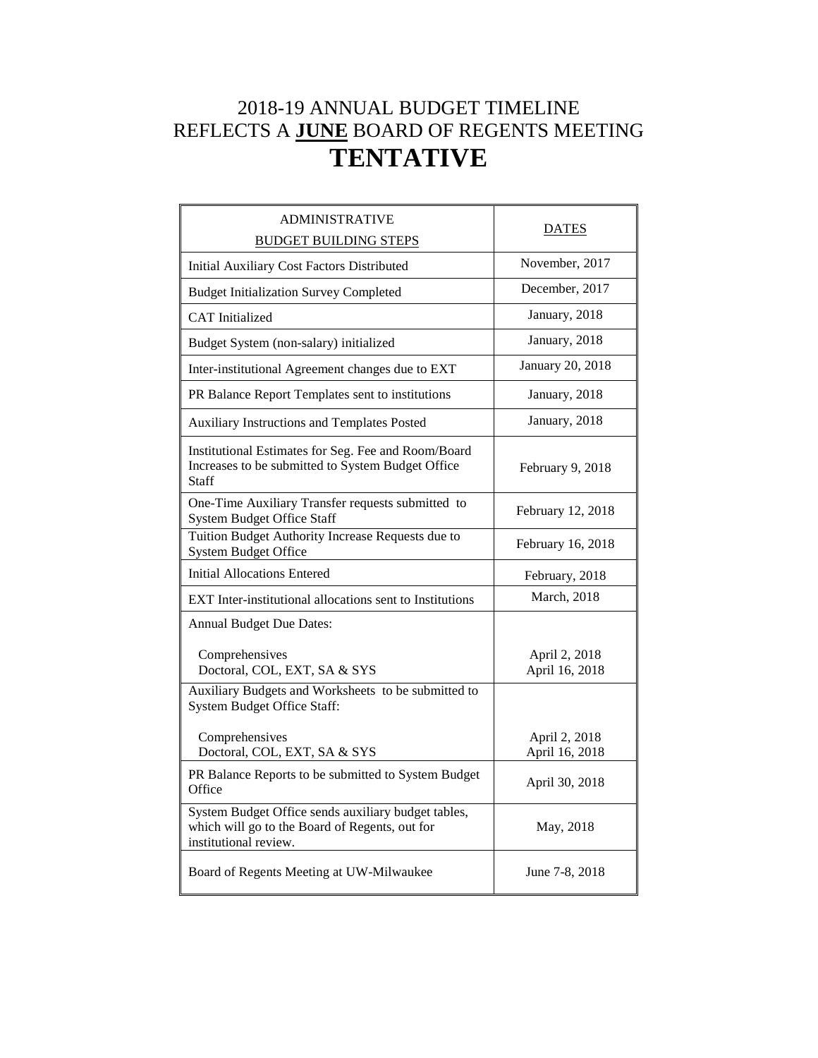# 2018-19 ANNUAL BUDGET TIMELINE
## REFLECTS A **JUNE** BOARD OF REGENTS MEETING
# TENTATIVE

| ADMINISTRATIVE BUDGET BUILDING STEPS | DATES |
| --- | --- |
| Initial Auxiliary Cost Factors Distributed | November, 2017 |
| Budget Initialization Survey Completed | December, 2017 |
| CAT Initialized | January, 2018 |
| Budget System (non-salary) initialized | January, 2018 |
| Inter-institutional Agreement changes due to EXT | January 20, 2018 |
| PR Balance Report Templates sent to institutions | January, 2018 |
| Auxiliary Instructions and Templates Posted | January, 2018 |
| Institutional Estimates for Seg. Fee and Room/Board Increases to be submitted to System Budget Office Staff | February 9, 2018 |
| One-Time Auxiliary Transfer requests submitted to System Budget Office Staff | February 12, 2018 |
| Tuition Budget Authority Increase Requests due to System Budget Office | February 16, 2018 |
| Initial Allocations Entered | February, 2018 |
| EXT Inter-institutional allocations sent to Institutions | March, 2018 |
| Annual Budget Due Dates: | |
| Comprehensives | April 2, 2018 |
| Doctoral, COL, EXT, SA & SYS | April 16, 2018 |
| Auxiliary Budgets and Worksheets to be submitted to System Budget Office Staff: | |
| Comprehensives | April 2, 2018 |
| Doctoral, COL, EXT, SA & SYS | April 16, 2018 |
| PR Balance Reports to be submitted to System Budget Office | April 30, 2018 |
| System Budget Office sends auxiliary budget tables, which will go to the Board of Regents, out for institutional review. | May, 2018 |
| Board of Regents Meeting at UW-Milwaukee | June 7-8, 2018 |